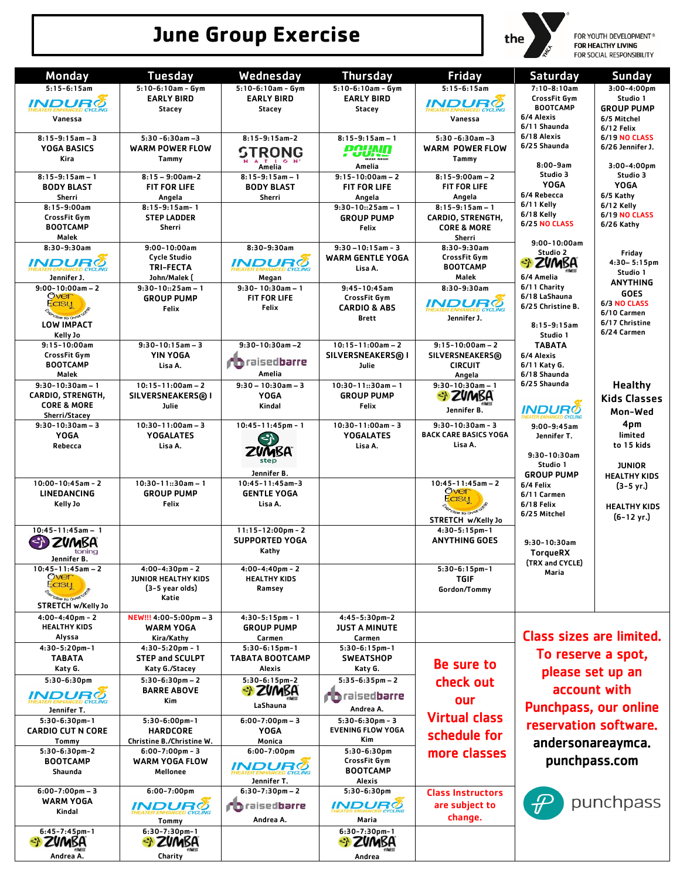# June Group Exercise

the YMCA — FOR YOUTH DEVELOPMENT® FOR HEALTHY LIVING FOR SOCIAL RESPONSIBILITY

| Monday | Tuesday | Wednesday | Thursday | Friday |
|---|---|---|---|---|
| 5:15-6:15am INDURO THEATER ENHANCED CYCLING Vanessa | 5:10-6:10am - Gym EARLY BIRD Stacey | 5:10-6:10am - Gym EARLY BIRD Stacey | 5:10-6:10am - Gym EARLY BIRD Stacey | 5:15-6:15am INDURO THEATER ENHANCED CYCLING Vanessa |
| 8:15-9:15am – 3 YOGA BASICS Kira | 5:30 -6:30am –3 WARM POWER FLOW Tammy | 8:15-9:15am-2 STRONG NATION Amelia | 8:15-9:15am – 1 POUND Amelia | 5:30 -6:30am –3 WARM POWER FLOW Tammy |
| 8:15-9:15am – 1 BODY BLAST Sherri | 8:15 – 9:00am-2 FIT FOR LIFE Angela | 8:15-9:15am – 1 BODY BLAST Sherri | 9:15-10:00am – 2 FIT FOR LIFE Angela | 8:15-9:00am – 2 FIT FOR LIFE Angela |
| 8:15-9:00am CrossFit Gym BOOTCAMP Malek | 8:15-9:15am- 1 STEP LADDER Sherri | | 9:30-10::25am – 1 GROUP PUMP Felix | 8:15-9:15am – 1 CARDIO, STRENGTH, CORE & MORE Sherri |
| 8:30-9:30am INDURO THEATER ENHANCED CYCLING Jennifer J. | 9:00-10:00am Cycle Studio TRI-FECTA John/Malek ( | 8:30-9:30am INDURO THEATER ENHANCED CYCLING Megan | 9:30 –10:15am - 3 WARM GENTLE YOGA Lisa A. | 8:30-9:30am CrossFit Gym BOOTCAMP Malek |
| 9:00-10:00am – 2 Over Easy LOW IMPACT Kelly Jo | 9:30-10::25am – 1 GROUP PUMP Felix | 9:30- 10:30am – 1 FIT FOR LIFE Felix | 9:45-10:45am CrossFit Gym CARDIO & ABS Brett | 8:30-9:30am INDURO THEATER ENHANCED CYCLING Jennifer J. |
| 9:15-10:00am CrossFit Gym BOOTCAMP Malek | 9:30-10:15am – 3 YIN YOGA Lisa A. | 9:30-10:30am –2 raisedbarre Amelia | 10:15-11:00am – 2 SILVERSNEAKERS® I Julie | 9:15-10:00am – 2 SILVERSNEAKERS® CIRCUIT Angela |
| 9:30-10:30am – 1 CARDIO, STRENGTH, CORE & MORE Sherri/Stacey | 10:15-11:00am – 2 SILVERSNEAKERS® I Julie | 9:30 – 10:30am – 3 YOGA Kindal | 10:30-11::30am – 1 GROUP PUMP Felix | 9:30-10:30am – 1 ZUMBA Jennifer B. |
| 9:30-10:30am – 3 YOGA Rebecca | 10:30-11:00am – 3 YOGALATES Lisa A. | 10:45-11:45pm - 1 ZUMBA step Jennifer B. | 10:30-11:00am - 3 YOGALATES Lisa A. | 9:30-10:30am - 3 BACK CARE BASICS YOGA Lisa A. |
| 10:00-10:45am - 2 LINEDANCING Kelly Jo | 10:30-11::30am – 1 GROUP PUMP Felix | 10:45-11:45am-3 GENTLE YOGA Lisa A. | | 10:45-11:45am – 2 Over Easy STRETCH w/Kelly Jo |
| 10:45-11:45am – 1 ZUMBA toning Jennifer B. | | 11:15-12:00pm - 2 SUPPORTED YOGA Kathy | | 4:30-5:15pm-1 ANYTHING GOES |
| 10:45-11:45am – 2 Over Easy STRETCH w/Kelly Jo | 4:00-4:30pm - 2 JUNIOR HEALTHY KIDS (3-5 year olds) Katie | 4:00-4:40pm - 2 HEALTHY KIDS Ramsey | | 5:30-6:15pm-1 TGIF Gordon/Tommy |
| 4:00-4:40pm - 2 HEALTHY KIDS Alyssa | NEW!!! 4:00-5:00pm – 3 WARM YOGA Kira/Kathy | 4:30-5:15pm - 1 GROUP PUMP Carmen | 4:45-5:30pm-2 JUST A MINUTE Carmen | |
| 4:30-5:20pm-1 TABATA Katy G. | 4:30-5:20pm - 1 STEP and SCULPT Katy G./Stacey | 5:30-6:15pm-1 TABATA BOOTCAMP Alexis | 5:30-6:15pm-1 SWEATSHOP Katy G. | Be sure to check out our Virtual class schedule for more classes |
| 5:30-6:30pm INDURO THEATER ENHANCED CYCLING Jennifer T. | 5:30-6:30pm – 2 BARRE ABOVE Kim | 5:30-6:15pm-2 ZUMBA LaShauna | 5:35-6:35pm – 2 raisedbarre Andrea A. | |
| 5:30-6:30pm-1 CARDIO CUT N CORE Tommy | 5:30-6:00pm-1 HARDCORE Christine B./Christine W. | 6:00-7:00pm – 3 YOGA Monica | 5:30-6:30pm - 3 EVENING FLOW YOGA Kim | |
| 5:30-6:30pm-2 BOOTCAMP Shaunda | 6:00-7:00pm - 3 WARM YOGA FLOW Mellonee | 6:00-7:00pm INDURO THEATER ENHANCED CYCLING Jennifer T. | 5:30-6:30pm CrossFit Gym BOOTCAMP Alexis | |
| 6:00-7:00pm – 3 WARM YOGA Kindal | 6:00-7:00pm INDURO THEATER ENHANCED CYCLING Tommy | 6:30-7:30pm – 2 raisedbarre Andrea A. | 5:30-6:30pm INDURO THEATER ENHANCED CYCLING Maria | Class Instructors are subject to change. |
| 6:45-7:45pm-1 ZUMBA Andrea A. | 6:30-7:30pm-1 ZUMBA Charity | | 6:30-7:30pm-1 ZUMBA Andrea | |

## Saturday

**7:10-8:10am** CrossFit Gym BOOTCAMP
- 6/4 Alexis
- 6/11 Shaunda
- 6/18 Alexis
- 6/25 Shaunda

**8:00-9am** Studio 3 YOGA
- 6/4 Rebecca
- 6/11 Kelly
- 6/18 Kelly
- 6/25 NO CLASS

**9:00-10:00am** Studio 2 ZUMBA
- 6/4 Amelia
- 6/11 Charity
- 6/18 LaShauna
- 6/25 Christine B.

**8:15-9:15am** Studio 1 TABATA
- 6/4 Alexis
- 6/11 Katy G.
- 6/18 Shaunda
- 6/25 Shaunda

**INDURO THEATER ENHANCED CYCLING 9:00-9:45am** Jennifer T.

**9:30-10:30am** Studio 1 GROUP PUMP
- 6/4 Felix
- 6/11 Carmen
- 6/18 Felix
- 6/25 Mitchel

**9:30-10:30am** TorqueRX (TRX and CYCLE) Maria

## Sunday

**3:00-4:00pm** Studio 1 GROUP PUMP
- 6/5 Mitchel
- 6/12 Felix
- 6/19 NO CLASS
- 6/26 Jennifer J.

**3:00-4:00pm** Studio 3 YOGA
- 6/5 Kathy
- 6/12 Kelly
- 6/19 NO CLASS
- 6/26 Kathy

**Friday 4:30– 5:15pm** Studio 1 ANYTHING GOES
- 6/3 NO CLASS
- 6/10 Carmen
- 6/17 Christine
- 6/24 Carmen

## Healthy Kids Classes

Mon-Wed 4pm limited to 15 kids

JUNIOR HEALTHY KIDS (3-5 yr.)

HEALTHY KIDS (6-12 yr.)

**Class sizes are limited. To reserve a spot, please set up an account with Punchpass, our online reservation software.**

**andersonareaymca.punchpass.com**

punchpass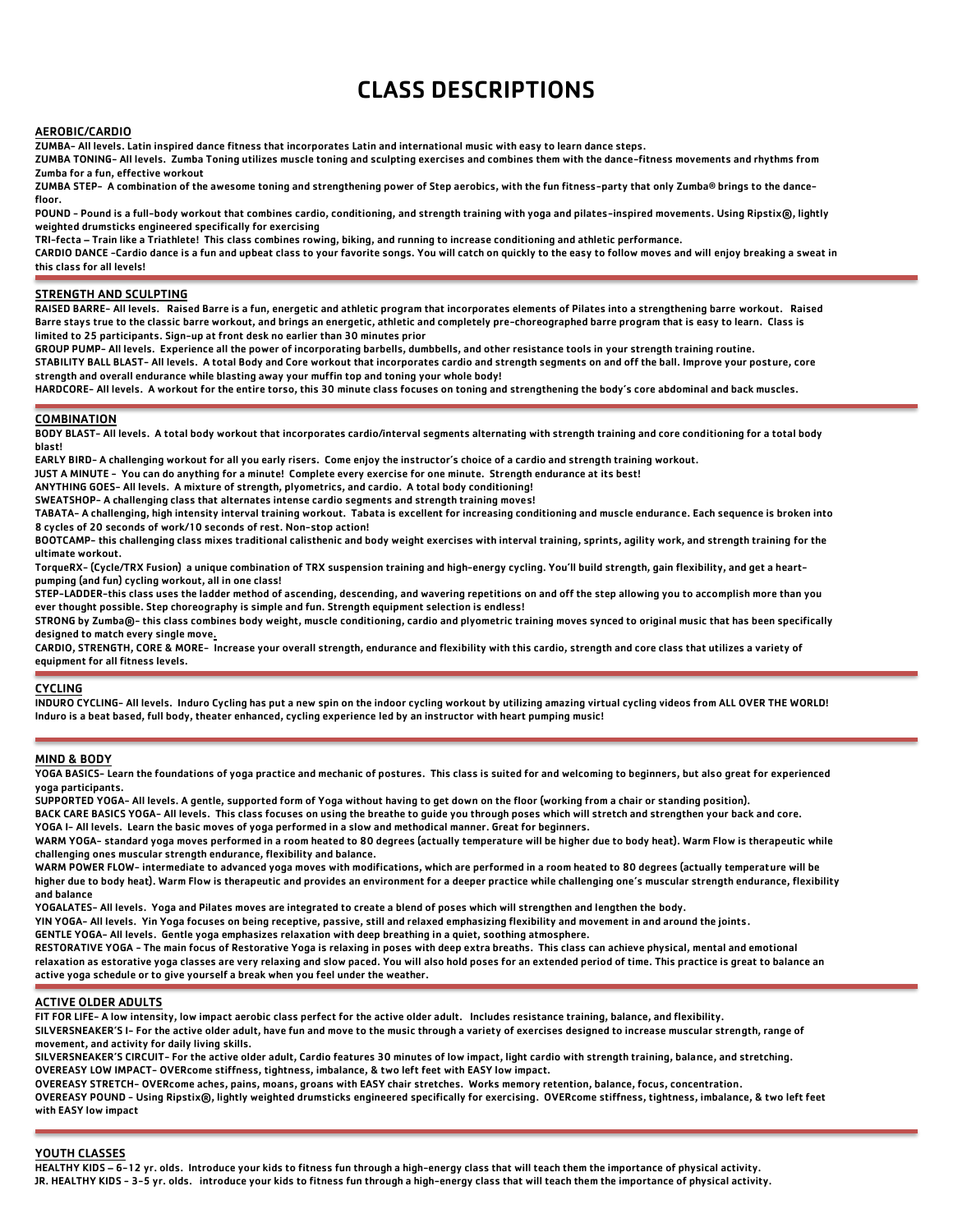# CLASS DESCRIPTIONS

## AEROBIC/CARDIO

**ZUMBA-** All levels. Latin inspired dance fitness that incorporates Latin and international music with easy to learn dance steps.

**ZUMBA TONING-** All levels. Zumba Toning utilizes muscle toning and sculpting exercises and combines them with the dance-fitness movements and rhythms from Zumba for a fun, effective workout

**ZUMBA STEP-** A combination of the awesome toning and strengthening power of Step aerobics, with the fun fitness-party that only Zumba® brings to the dance-floor.

**POUND -** Pound is a full-body workout that combines cardio, conditioning, and strength training with yoga and pilates-inspired movements. Using Ripstix®, lightly weighted drumsticks engineered specifically for exercising

**TRI-fecta –** Train like a Triathlete! This class combines rowing, biking, and running to increase conditioning and athletic performance.

**CARDIO DANCE -**Cardio dance is a fun and upbeat class to your favorite songs. You will catch on quickly to the easy to follow moves and will enjoy breaking a sweat in this class for all levels!

## STRENGTH AND SCULPTING

**RAISED BARRE-** All levels. Raised Barre is a fun, energetic and athletic program that incorporates elements of Pilates into a strengthening barre workout. Raised Barre stays true to the classic barre workout, and brings an energetic, athletic and completely pre-choreographed barre program that is easy to learn. Class is limited to 25 participants. Sign-up at front desk no earlier than 30 minutes prior

**GROUP PUMP-** All levels. Experience all the power of incorporating barbells, dumbbells, and other resistance tools in your strength training routine.

**STABILITY BALL BLAST-** All levels. A total Body and Core workout that incorporates cardio and strength segments on and off the ball. Improve your posture, core strength and overall endurance while blasting away your muffin top and toning your whole body!

**HARDCORE-** All levels. A workout for the entire torso, this 30 minute class focuses on toning and strengthening the body's core abdominal and back muscles.

## COMBINATION

**BODY BLAST-** All levels. A total body workout that incorporates cardio/interval segments alternating with strength training and core conditioning for a total body blast!

**EARLY BIRD-** A challenging workout for all you early risers. Come enjoy the instructor's choice of a cardio and strength training workout.

**JUST A MINUTE -** You can do anything for a minute! Complete every exercise for one minute. Strength endurance at its best!

**ANYTHING GOES-** All levels. A mixture of strength, plyometrics, and cardio. A total body conditioning!

**SWEATSHOP-** A challenging class that alternates intense cardio segments and strength training moves!

**TABATA-** A challenging, high intensity interval training workout. Tabata is excellent for increasing conditioning and muscle endurance. Each sequence is broken into 8 cycles of 20 seconds of work/10 seconds of rest. Non-stop action!

**BOOTCAMP-** this challenging class mixes traditional calisthenic and body weight exercises with interval training, sprints, agility work, and strength training for the ultimate workout.

**TorqueRX-** (Cycle/TRX Fusion) a unique combination of TRX suspension training and high-energy cycling. You'll build strength, gain flexibility, and get a heart-pumping (and fun) cycling workout, all in one class!

**STEP-LADDER-**this class uses the ladder method of ascending, descending, and wavering repetitions on and off the step allowing you to accomplish more than you ever thought possible. Step choreography is simple and fun. Strength equipment selection is endless!

**STRONG by Zumba®-** this class combines body weight, muscle conditioning, cardio and plyometric training moves synced to original music that has been specifically designed to match every single move.

**CARDIO, STRENGTH, CORE & MORE-** Increase your overall strength, endurance and flexibility with this cardio, strength and core class that utilizes a variety of equipment for all fitness levels.

## CYCLING

**INDURO CYCLING-** All levels. Induro Cycling has put a new spin on the indoor cycling workout by utilizing amazing virtual cycling videos from ALL OVER THE WORLD! Induro is a beat based, full body, theater enhanced, cycling experience led by an instructor with heart pumping music!

## MIND & BODY

**YOGA BASICS-** Learn the foundations of yoga practice and mechanic of postures. This class is suited for and welcoming to beginners, but also great for experienced yoga participants.

**SUPPORTED YOGA-** All levels. A gentle, supported form of Yoga without having to get down on the floor (working from a chair or standing position).

**BACK CARE BASICS YOGA-** All levels. This class focuses on using the breathe to guide you through poses which will stretch and strengthen your back and core.

**YOGA I-** All levels. Learn the basic moves of yoga performed in a slow and methodical manner. Great for beginners.

**WARM YOGA-** standard yoga moves performed in a room heated to 80 degrees (actually temperature will be higher due to body heat). Warm Flow is therapeutic while challenging ones muscular strength endurance, flexibility and balance.

**WARM POWER FLOW-** intermediate to advanced yoga moves with modifications, which are performed in a room heated to 80 degrees (actually temperature will be higher due to body heat). Warm Flow is therapeutic and provides an environment for a deeper practice while challenging one's muscular strength endurance, flexibility and balance

**YOGALATES-** All levels. Yoga and Pilates moves are integrated to create a blend of poses which will strengthen and lengthen the body.

**YIN YOGA-** All levels. Yin Yoga focuses on being receptive, passive, still and relaxed emphasizing flexibility and movement in and around the joints.

**GENTLE YOGA-** All levels. Gentle yoga emphasizes relaxation with deep breathing in a quiet, soothing atmosphere.

**RESTORATIVE YOGA -** The main focus of Restorative Yoga is relaxing in poses with deep extra breaths. This class can achieve physical, mental and emotional relaxation as estorative yoga classes are very relaxing and slow paced. You will also hold poses for an extended period of time. This practice is great to balance an active yoga schedule or to give yourself a break when you feel under the weather.

## ACTIVE OLDER ADULTS

**FIT FOR LIFE-** A low intensity, low impact aerobic class perfect for the active older adult. Includes resistance training, balance, and flexibility.

**SILVERSNEAKER'S I-** For the active older adult, have fun and move to the music through a variety of exercises designed to increase muscular strength, range of movement, and activity for daily living skills.

**SILVERSNEAKER'S CIRCUIT-** For the active older adult, Cardio features 30 minutes of low impact, light cardio with strength training, balance, and stretching.

**OVEREASY LOW IMPACT-** OVERcome stiffness, tightness, imbalance, & two left feet with EASY low impact.

**OVEREASY STRETCH-** OVERcome aches, pains, moans, groans with EASY chair stretches. Works memory retention, balance, focus, concentration.

**OVEREASY POUND -** Using Ripstix®, lightly weighted drumsticks engineered specifically for exercising. OVERcome stiffness, tightness, imbalance, & two left feet with EASY low impact

## YOUTH CLASSES

**HEALTHY KIDS –** 6-12 yr. olds. Introduce your kids to fitness fun through a high-energy class that will teach them the importance of physical activity.

**JR. HEALTHY KIDS -** 3-5 yr. olds. introduce your kids to fitness fun through a high-energy class that will teach them the importance of physical activity.